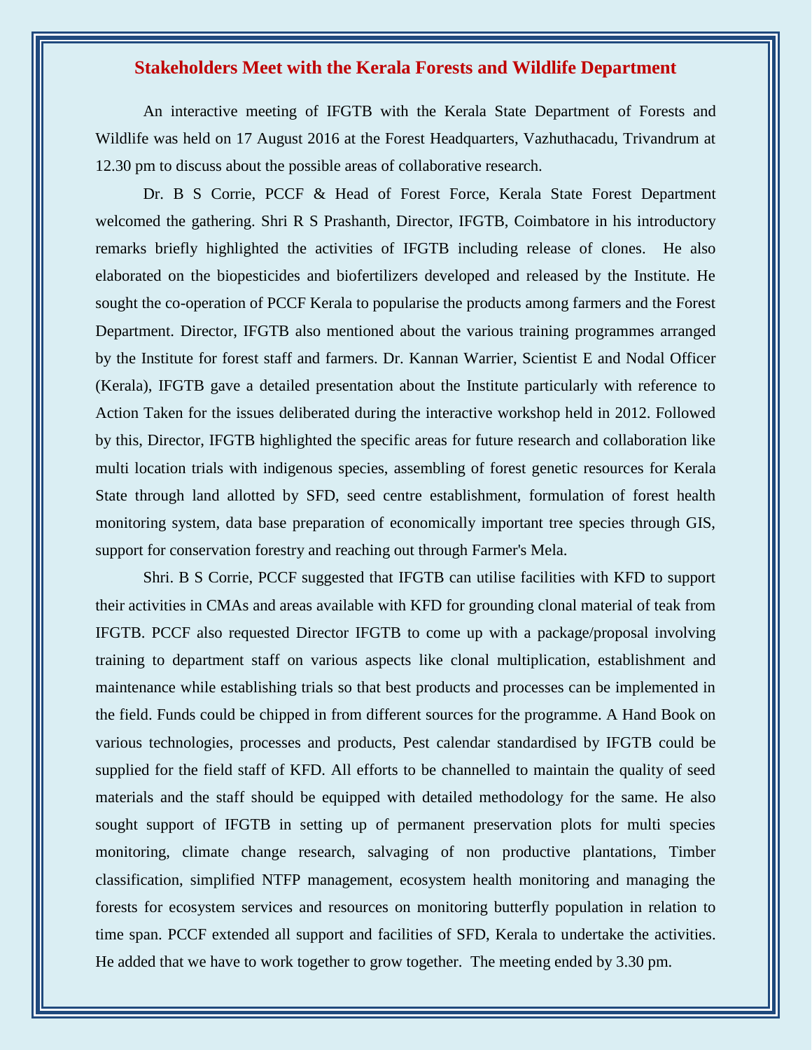# Stakeholders Meet with the Kerala Forests and Wildlife Department

An interactive meeting of IFGTB with the Kerala State Department of Forests and Wildlife was held on 17 August 2016 at the Forest Headquarters, Vazhuthacadu, Trivandrum at 12.30 pm to discuss about the possible areas of collaborative research.

Dr. B S Corrie, PCCF & Head of Forest Force, Kerala State Forest Department welcomed the gathering. Shri R S Prashanth, Director, IFGTB, Coimbatore in his introductory remarks briefly highlighted the activities of IFGTB including release of clones. He also elaborated on the biopesticides and biofertilizers developed and released by the Institute. He sought the co-operation of PCCF Kerala to popularise the products among farmers and the Forest Department. Director, IFGTB also mentioned about the various training programmes arranged by the Institute for forest staff and farmers. Dr. Kannan Warrier, Scientist E and Nodal Officer (Kerala), IFGTB gave a detailed presentation about the Institute particularly with reference to Action Taken for the issues deliberated during the interactive workshop held in 2012. Followed by this, Director, IFGTB highlighted the specific areas for future research and collaboration like multi location trials with indigenous species, assembling of forest genetic resources for Kerala State through land allotted by SFD, seed centre establishment, formulation of forest health monitoring system, data base preparation of economically important tree species through GIS, support for conservation forestry and reaching out through Farmer's Mela.

Shri. B S Corrie, PCCF suggested that IFGTB can utilise facilities with KFD to support their activities in CMAs and areas available with KFD for grounding clonal material of teak from IFGTB. PCCF also requested Director IFGTB to come up with a package/proposal involving training to department staff on various aspects like clonal multiplication, establishment and maintenance while establishing trials so that best products and processes can be implemented in the field. Funds could be chipped in from different sources for the programme. A Hand Book on various technologies, processes and products, Pest calendar standardised by IFGTB could be supplied for the field staff of KFD. All efforts to be channelled to maintain the quality of seed materials and the staff should be equipped with detailed methodology for the same. He also sought support of IFGTB in setting up of permanent preservation plots for multi species monitoring, climate change research, salvaging of non productive plantations, Timber classification, simplified NTFP management, ecosystem health monitoring and managing the forests for ecosystem services and resources on monitoring butterfly population in relation to time span. PCCF extended all support and facilities of SFD, Kerala to undertake the activities. He added that we have to work together to grow together. The meeting ended by 3.30 pm.